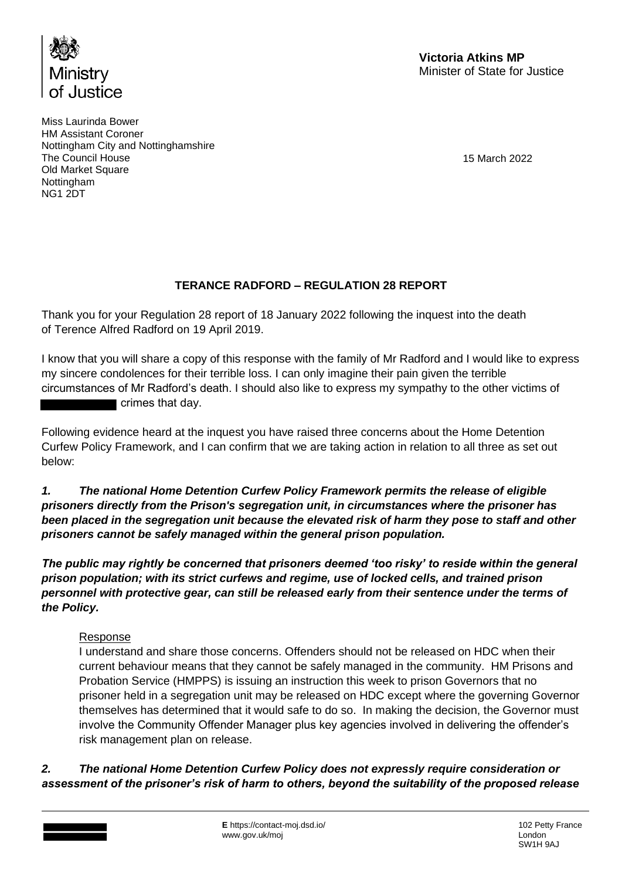Ministry of Justice

**Victoria Atkins MP**
Minister of State for Justice

Miss Laurinda Bower
HM Assistant Coroner
Nottingham City and Nottinghamshire
The Council House
Old Market Square
Nottingham
NG1 2DT

15 March 2022

**TERANCE RADFORD – REGULATION 28 REPORT**

Thank you for your Regulation 28 report of 18 January 2022 following the inquest into the death of Terence Alfred Radford on 19 April 2019.

I know that you will share a copy of this response with the family of Mr Radford and I would like to express my sincere condolences for their terrible loss. I can only imagine their pain given the terrible circumstances of Mr Radford's death. I should also like to express my sympathy to the other victims of ███████ crimes that day.

Following evidence heard at the inquest you have raised three concerns about the Home Detention Curfew Policy Framework, and I can confirm that we are taking action in relation to all three as set out below:

***1. The national Home Detention Curfew Policy Framework permits the release of eligible prisoners directly from the Prison's segregation unit, in circumstances where the prisoner has been placed in the segregation unit because the elevated risk of harm they pose to staff and other prisoners cannot be safely managed within the general prison population.***

***The public may rightly be concerned that prisoners deemed 'too risky' to reside within the general prison population; with its strict curfews and regime, use of locked cells, and trained prison personnel with protective gear, can still be released early from their sentence under the terms of the Policy.***

Response

I understand and share those concerns. Offenders should not be released on HDC when their current behaviour means that they cannot be safely managed in the community. HM Prisons and Probation Service (HMPPS) is issuing an instruction this week to prison Governors that no prisoner held in a segregation unit may be released on HDC except where the governing Governor themselves has determined that it would safe to do so. In making the decision, the Governor must involve the Community Offender Manager plus key agencies involved in delivering the offender's risk management plan on release.

***2. The national Home Detention Curfew Policy does not expressly require consideration or assessment of the prisoner's risk of harm to others, beyond the suitability of the proposed release***

**E** https://contact-moj.dsd.io/
www.gov.uk/moj

102 Petty France
London
SW1H 9AJ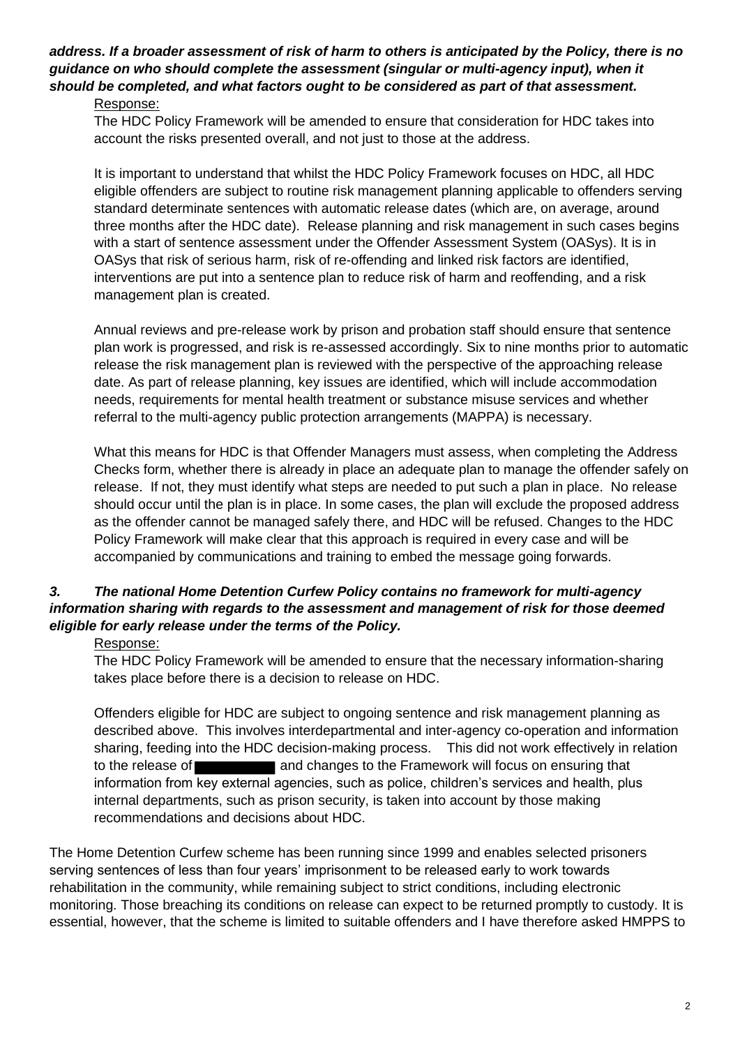***address. If a broader assessment of risk of harm to others is anticipated by the Policy, there is no guidance on who should complete the assessment (singular or multi-agency input), when it should be completed, and what factors ought to be considered as part of that assessment.***

Response:

The HDC Policy Framework will be amended to ensure that consideration for HDC takes into account the risks presented overall, and not just to those at the address.

It is important to understand that whilst the HDC Policy Framework focuses on HDC, all HDC eligible offenders are subject to routine risk management planning applicable to offenders serving standard determinate sentences with automatic release dates (which are, on average, around three months after the HDC date). Release planning and risk management in such cases begins with a start of sentence assessment under the Offender Assessment System (OASys). It is in OASys that risk of serious harm, risk of re-offending and linked risk factors are identified, interventions are put into a sentence plan to reduce risk of harm and reoffending, and a risk management plan is created.

Annual reviews and pre-release work by prison and probation staff should ensure that sentence plan work is progressed, and risk is re-assessed accordingly. Six to nine months prior to automatic release the risk management plan is reviewed with the perspective of the approaching release date. As part of release planning, key issues are identified, which will include accommodation needs, requirements for mental health treatment or substance misuse services and whether referral to the multi-agency public protection arrangements (MAPPA) is necessary.

What this means for HDC is that Offender Managers must assess, when completing the Address Checks form, whether there is already in place an adequate plan to manage the offender safely on release. If not, they must identify what steps are needed to put such a plan in place. No release should occur until the plan is in place. In some cases, the plan will exclude the proposed address as the offender cannot be managed safely there, and HDC will be refused. Changes to the HDC Policy Framework will make clear that this approach is required in every case and will be accompanied by communications and training to embed the message going forwards.

***3. The national Home Detention Curfew Policy contains no framework for multi-agency information sharing with regards to the assessment and management of risk for those deemed eligible for early release under the terms of the Policy.***

Response:

The HDC Policy Framework will be amended to ensure that the necessary information-sharing takes place before there is a decision to release on HDC.

Offenders eligible for HDC are subject to ongoing sentence and risk management planning as described above. This involves interdepartmental and inter-agency co-operation and information sharing, feeding into the HDC decision-making process. This did not work effectively in relation to the release of [REDACTED] and changes to the Framework will focus on ensuring that information from key external agencies, such as police, children's services and health, plus internal departments, such as prison security, is taken into account by those making recommendations and decisions about HDC.

The Home Detention Curfew scheme has been running since 1999 and enables selected prisoners serving sentences of less than four years' imprisonment to be released early to work towards rehabilitation in the community, while remaining subject to strict conditions, including electronic monitoring. Those breaching its conditions on release can expect to be returned promptly to custody. It is essential, however, that the scheme is limited to suitable offenders and I have therefore asked HMPPS to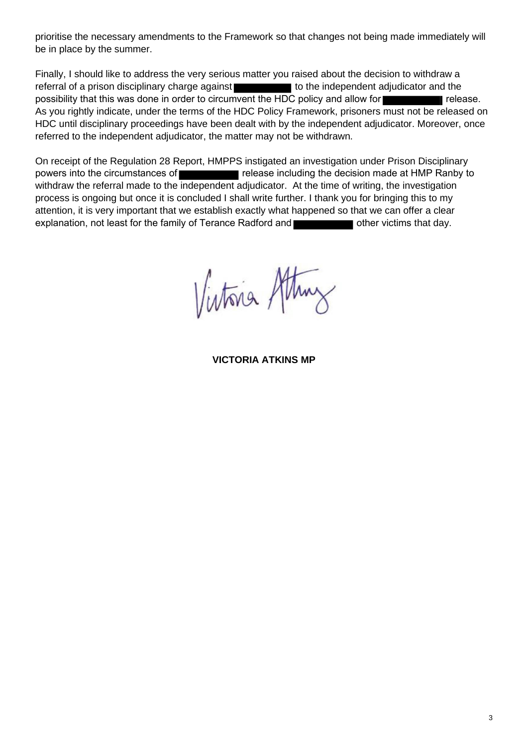prioritise the necessary amendments to the Framework so that changes not being made immediately will be in place by the summer.

Finally, I should like to address the very serious matter you raised about the decision to withdraw a referral of a prison disciplinary charge against [REDACTED] to the independent adjudicator and the possibility that this was done in order to circumvent the HDC policy and allow for [REDACTED] release. As you rightly indicate, under the terms of the HDC Policy Framework, prisoners must not be released on HDC until disciplinary proceedings have been dealt with by the independent adjudicator. Moreover, once referred to the independent adjudicator, the matter may not be withdrawn.

On receipt of the Regulation 28 Report, HMPPS instigated an investigation under Prison Disciplinary powers into the circumstances of [REDACTED] release including the decision made at HMP Ranby to withdraw the referral made to the independent adjudicator. At the time of writing, the investigation process is ongoing but once it is concluded I shall write further. I thank you for bringing this to my attention, it is very important that we establish exactly what happened so that we can offer a clear explanation, not least for the family of Terance Radford and [REDACTED] other victims that day.

Victoria Atkins

**VICTORIA ATKINS MP**